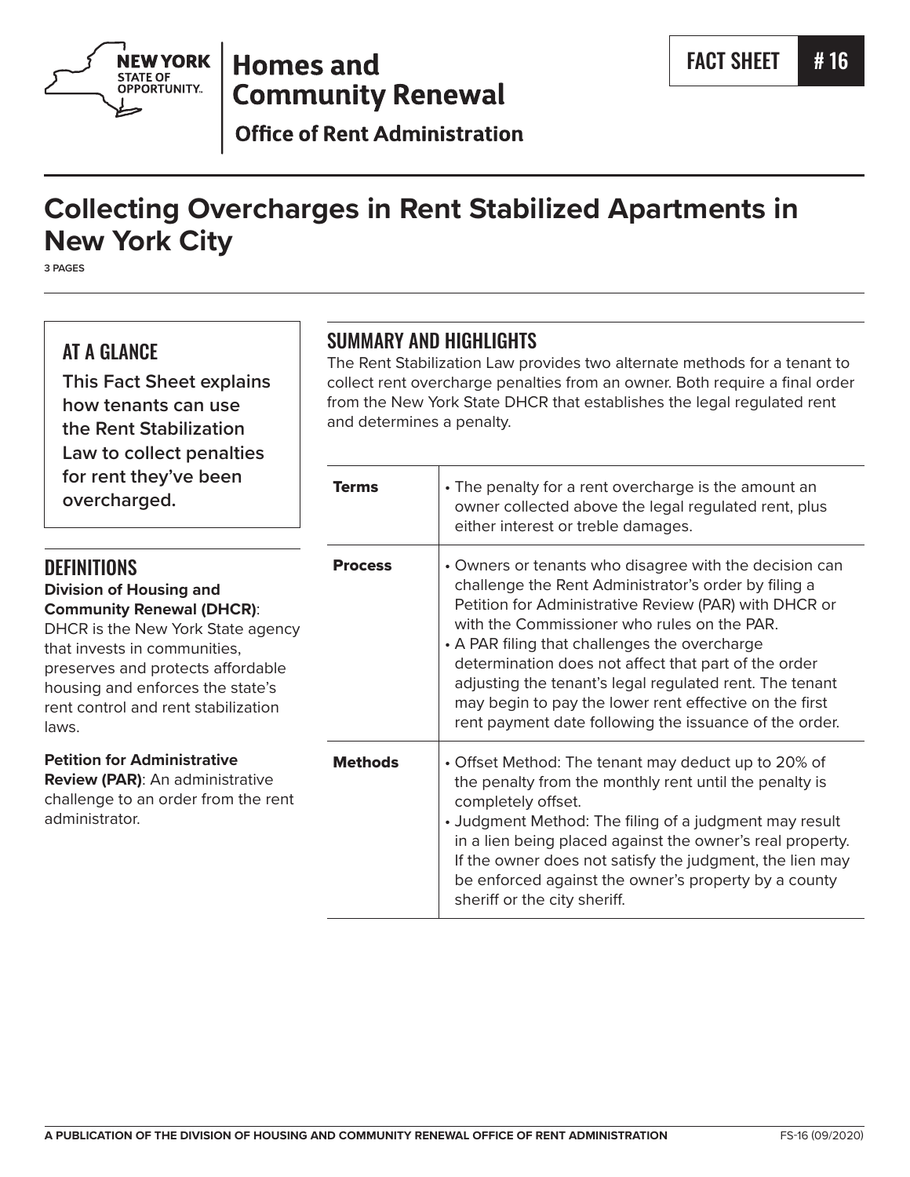New York State of Opportunity | Homes and Community Renewal

Office of Rent Administration

FACT SHEET # 16

# Collecting Overcharges in Rent Stabilized Apartments in New York City

3 PAGES

## AT A GLANCE

**This Fact Sheet explains how tenants can use the Rent Stabilization Law to collect penalties for rent they've been overcharged.**

## DEFINITIONS

**Division of Housing and Community Renewal (DHCR)**: DHCR is the New York State agency that invests in communities, preserves and protects affordable housing and enforces the state's rent control and rent stabilization laws.

**Petition for Administrative Review (PAR)**: An administrative challenge to an order from the rent administrator.

## SUMMARY AND HIGHLIGHTS

The Rent Stabilization Law provides two alternate methods for a tenant to collect rent overcharge penalties from an owner. Both require a final order from the New York State DHCR that establishes the legal regulated rent and determines a penalty.

| | |
|---|---|
| **Terms** | • The penalty for a rent overcharge is the amount an owner collected above the legal regulated rent, plus either interest or treble damages. |
| **Process** | • Owners or tenants who disagree with the decision can challenge the Rent Administrator's order by filing a Petition for Administrative Review (PAR) with DHCR or with the Commissioner who rules on the PAR.<br>• A PAR filing that challenges the overcharge determination does not affect that part of the order adjusting the tenant's legal regulated rent. The tenant may begin to pay the lower rent effective on the first rent payment date following the issuance of the order. |
| **Methods** | • Offset Method: The tenant may deduct up to 20% of the penalty from the monthly rent until the penalty is completely offset.<br>• Judgment Method: The filing of a judgment may result in a lien being placed against the owner's real property. If the owner does not satisfy the judgment, the lien may be enforced against the owner's property by a county sheriff or the city sheriff. |

A PUBLICATION OF THE DIVISION OF HOUSING AND COMMUNITY RENEWAL OFFICE OF RENT ADMINISTRATION

FS-16 (09/2020)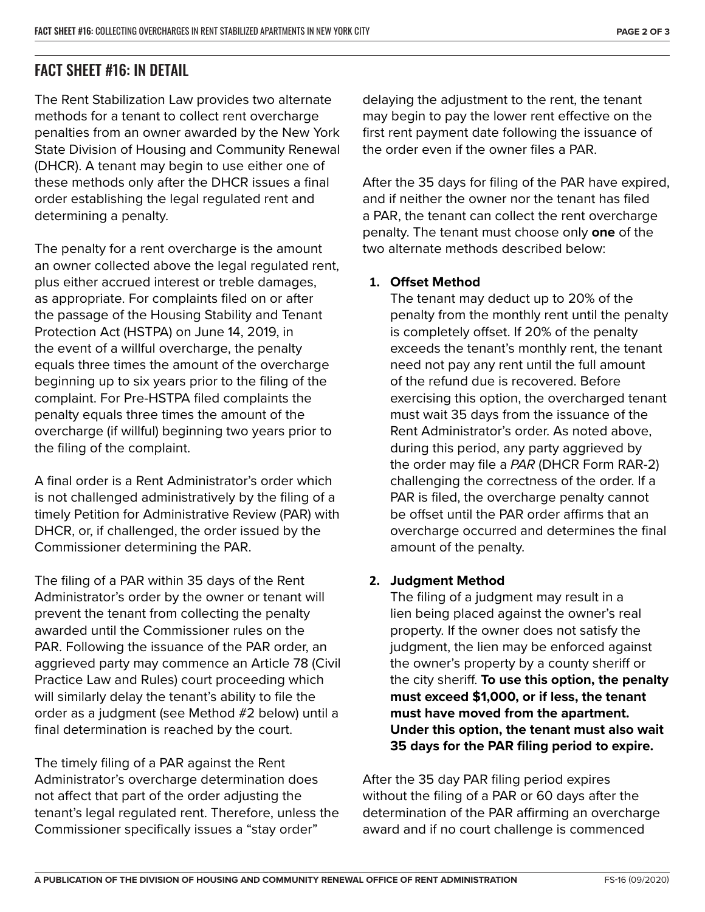## FACT SHEET #16: IN DETAIL

The Rent Stabilization Law provides two alternate methods for a tenant to collect rent overcharge penalties from an owner awarded by the New York State Division of Housing and Community Renewal (DHCR). A tenant may begin to use either one of these methods only after the DHCR issues a final order establishing the legal regulated rent and determining a penalty.

The penalty for a rent overcharge is the amount an owner collected above the legal regulated rent, plus either accrued interest or treble damages, as appropriate. For complaints filed on or after the passage of the Housing Stability and Tenant Protection Act (HSTPA) on June 14, 2019, in the event of a willful overcharge, the penalty equals three times the amount of the overcharge beginning up to six years prior to the filing of the complaint. For Pre-HSTPA filed complaints the penalty equals three times the amount of the overcharge (if willful) beginning two years prior to the filing of the complaint.

A final order is a Rent Administrator's order which is not challenged administratively by the filing of a timely Petition for Administrative Review (PAR) with DHCR, or, if challenged, the order issued by the Commissioner determining the PAR.

The filing of a PAR within 35 days of the Rent Administrator's order by the owner or tenant will prevent the tenant from collecting the penalty awarded until the Commissioner rules on the PAR. Following the issuance of the PAR order, an aggrieved party may commence an Article 78 (Civil Practice Law and Rules) court proceeding which will similarly delay the tenant's ability to file the order as a judgment (see Method #2 below) until a final determination is reached by the court.

The timely filing of a PAR against the Rent Administrator's overcharge determination does not affect that part of the order adjusting the tenant's legal regulated rent. Therefore, unless the Commissioner specifically issues a "stay order" delaying the adjustment to the rent, the tenant may begin to pay the lower rent effective on the first rent payment date following the issuance of the order even if the owner files a PAR.

After the 35 days for filing of the PAR have expired, and if neither the owner nor the tenant has filed a PAR, the tenant can collect the rent overcharge penalty. The tenant must choose only **one** of the two alternate methods described below:

1. **Offset Method**
   The tenant may deduct up to 20% of the penalty from the monthly rent until the penalty is completely offset. If 20% of the penalty exceeds the tenant's monthly rent, the tenant need not pay any rent until the full amount of the refund due is recovered. Before exercising this option, the overcharged tenant must wait 35 days from the issuance of the Rent Administrator's order. As noted above, during this period, any party aggrieved by the order may file a *PAR* (DHCR Form RAR-2) challenging the correctness of the order. If a PAR is filed, the overcharge penalty cannot be offset until the PAR order affirms that an overcharge occurred and determines the final amount of the penalty.

2. **Judgment Method**
   The filing of a judgment may result in a lien being placed against the owner's real property. If the owner does not satisfy the judgment, the lien may be enforced against the owner's property by a county sheriff or the city sheriff. **To use this option, the penalty must exceed $1,000, or if less, the tenant must have moved from the apartment. Under this option, the tenant must also wait 35 days for the PAR filing period to expire.**

After the 35 day PAR filing period expires without the filing of a PAR or 60 days after the determination of the PAR affirming an overcharge award and if no court challenge is commenced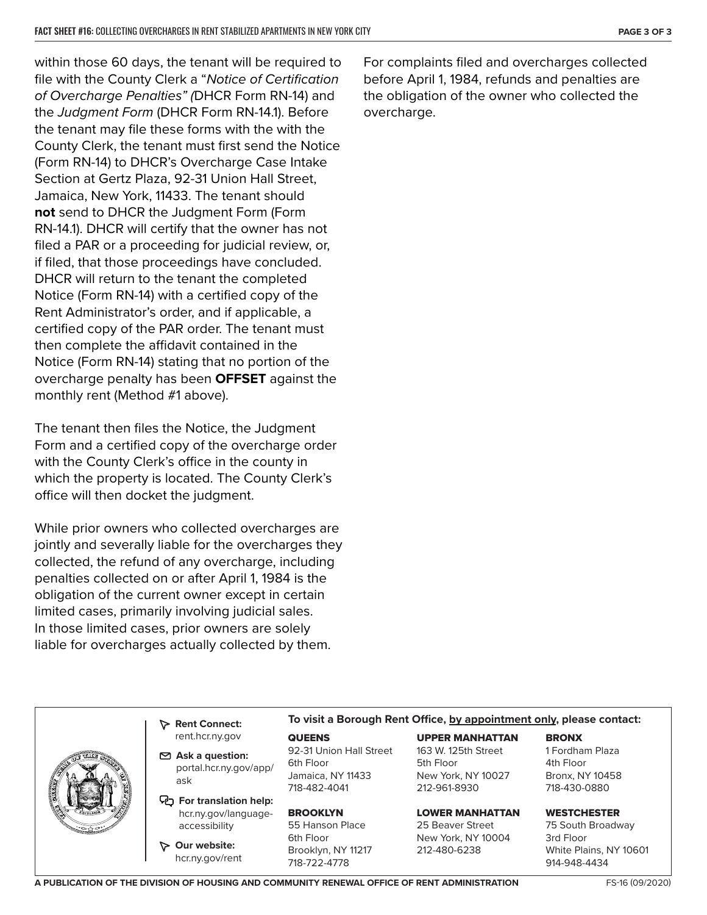within those 60 days, the tenant will be required to file with the County Clerk a "*Notice of Certification of Overcharge Penalties" (*DHCR Form RN-14) and the *Judgment Form* (DHCR Form RN-14.1). Before the tenant may file these forms with the with the County Clerk, the tenant must first send the Notice (Form RN-14) to DHCR's Overcharge Case Intake Section at Gertz Plaza, 92-31 Union Hall Street, Jamaica, New York, 11433. The tenant should **not** send to DHCR the Judgment Form (Form RN-14.1). DHCR will certify that the owner has not filed a PAR or a proceeding for judicial review, or, if filed, that those proceedings have concluded. DHCR will return to the tenant the completed Notice (Form RN-14) with a certified copy of the Rent Administrator's order, and if applicable, a certified copy of the PAR order. The tenant must then complete the affidavit contained in the Notice (Form RN-14) stating that no portion of the overcharge penalty has been **OFFSET** against the monthly rent (Method #1 above).

The tenant then files the Notice, the Judgment Form and a certified copy of the overcharge order with the County Clerk's office in the county in which the property is located. The County Clerk's office will then docket the judgment.

While prior owners who collected overcharges are jointly and severally liable for the overcharges they collected, the refund of any overcharge, including penalties collected on or after April 1, 1984 is the obligation of the current owner except in certain limited cases, primarily involving judicial sales. In those limited cases, prior owners are solely liable for overcharges actually collected by them.

For complaints filed and overcharges collected before April 1, 1984, refunds and penalties are the obligation of the owner who collected the overcharge.

**Rent Connect:** rent.hcr.ny.gov

**Ask a question:** portal.hcr.ny.gov/app/ask

**For translation help:** hcr.ny.gov/language-accessibility

**Our website:** hcr.ny.gov/rent

**To visit a Borough Rent Office, by appointment only, please contact:**

**QUEENS**
92-31 Union Hall Street
6th Floor
Jamaica, NY 11433
718-482-4041

**BROOKLYN**
55 Hanson Place
6th Floor
Brooklyn, NY 11217
718-722-4778

**UPPER MANHATTAN**
163 W. 125th Street
5th Floor
New York, NY 10027
212-961-8930

**LOWER MANHATTAN**
25 Beaver Street
New York, NY 10004
212-480-6238

**BRONX**
1 Fordham Plaza
4th Floor
Bronx, NY 10458
718-430-0880

**WESTCHESTER**
75 South Broadway
3rd Floor
White Plains, NY 10601
914-948-4434

**A PUBLICATION OF THE DIVISION OF HOUSING AND COMMUNITY RENEWAL OFFICE OF RENT ADMINISTRATION** FS-16 (09/2020)